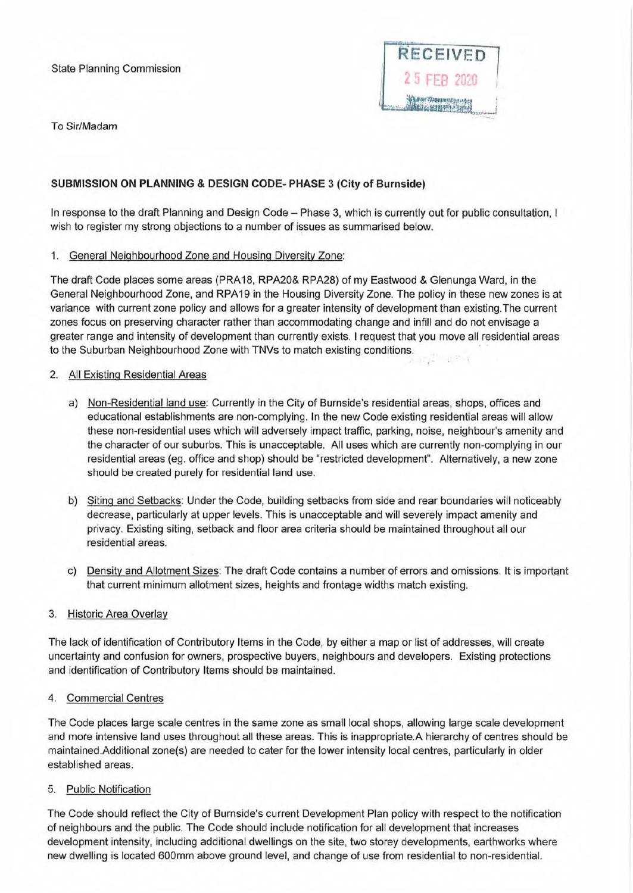State Planning Commission

RECEIVED
25 FEB 2020

To Sir/Madam

**SUBMISSION ON PLANNING & DESIGN CODE- PHASE 3 (City of Burnside)**

In response to the draft Planning and Design Code – Phase 3, which is currently out for public consultation, I wish to register my strong objections to a number of issues as summarised below.

1. General Neighbourhood Zone and Housing Diversity Zone:

The draft Code places some areas (PRA18, RPA20& RPA28) of my Eastwood & Glenunga Ward, in the General Neighbourhood Zone, and RPA19 in the Housing Diversity Zone. The policy in these new zones is at variance with current zone policy and allows for a greater intensity of development than existing.The current zones focus on preserving character rather than accommodating change and infill and do not envisage a greater range and intensity of development than currently exists. I request that you move all residential areas to the Suburban Neighbourhood Zone with TNVs to match existing conditions.

2. All Existing Residential Areas

   a) Non-Residential land use: Currently in the City of Burnside's residential areas, shops, offices and educational establishments are non-complying. In the new Code existing residential areas will allow these non-residential uses which will adversely impact traffic, parking, noise, neighbour's amenity and the character of our suburbs. This is unacceptable. All uses which are currently non-complying in our residential areas (eg. office and shop) should be "restricted development". Alternatively, a new zone should be created purely for residential land use.

   b) Siting and Setbacks: Under the Code, building setbacks from side and rear boundaries will noticeably decrease, particularly at upper levels. This is unacceptable and will severely impact amenity and privacy. Existing siting, setback and floor area criteria should be maintained throughout all our residential areas.

   c) Density and Allotment Sizes: The draft Code contains a number of errors and omissions. It is important that current minimum allotment sizes, heights and frontage widths match existing.

3. Historic Area Overlay

The lack of identification of Contributory Items in the Code, by either a map or list of addresses, will create uncertainty and confusion for owners, prospective buyers, neighbours and developers. Existing protections and identification of Contributory Items should be maintained.

4. Commercial Centres

The Code places large scale centres in the same zone as small local shops, allowing large scale development and more intensive land uses throughout all these areas. This is inappropriate.A hierarchy of centres should be maintained.Additional zone(s) are needed to cater for the lower intensity local centres, particularly in older established areas.

5. Public Notification

The Code should reflect the City of Burnside's current Development Plan policy with respect to the notification of neighbours and the public. The Code should include notification for all development that increases development intensity, including additional dwellings on the site, two storey developments, earthworks where new dwelling is located 600mm above ground level, and change of use from residential to non-residential.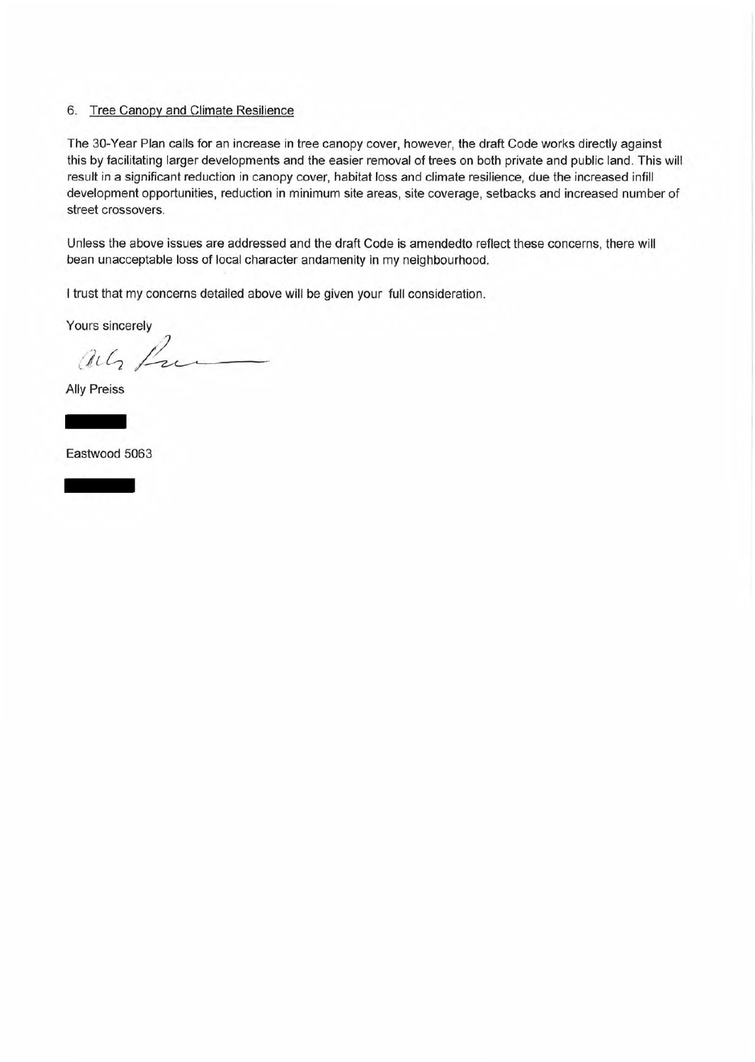6. <u>Tree Canopy and Climate Resilience</u>

The 30-Year Plan calls for an increase in tree canopy cover, however, the draft Code works directly against this by facilitating larger developments and the easier removal of trees on both private and public land. This will result in a significant reduction in canopy cover, habitat loss and climate resilience, due the increased infill development opportunities, reduction in minimum site areas, site coverage, setbacks and increased number of street crossovers.

Unless the above issues are addressed and the draft Code is amendedto reflect these concerns, there will bean unacceptable loss of local character andamenity in my neighbourhood.

I trust that my concerns detailed above will be given your full consideration.

Yours sincerely

Ally Preiss

Eastwood 5063